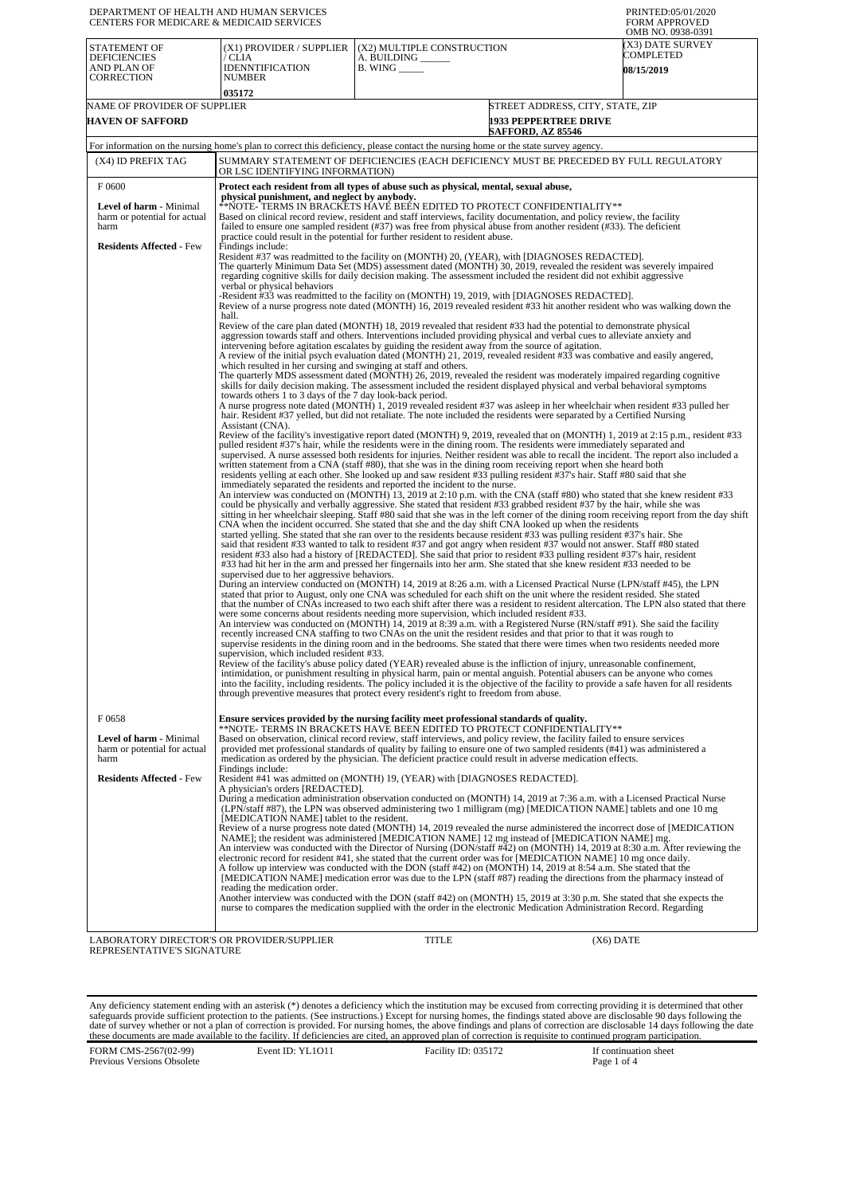DEPARTMENT OF HEALTH AND HUMAN SERVICES
CENTERS FOR MEDICARE & MEDICAID SERVICES

PRINTED:05/01/2020
FORM APPROVED
OMB NO. 0938-0391

| STATEMENT OF DEFICIENCIES AND PLAN OF CORRECTION | (X1) PROVIDER / SUPPLIER / CLIA IDENNTIFICATION NUMBER | (X2) MULTIPLE CONSTRUCTION A. BUILDING ______ B. WING _____ | (X3) DATE SURVEY COMPLETED |
|---|---|---|---|
| | 035172 | | 08/15/2019 |

| NAME OF PROVIDER OF SUPPLIER | STREET ADDRESS, CITY, STATE, ZIP |
|---|---|
| HAVEN OF SAFFORD | 1933 PEPPERTREE DRIVE SAFFORD, AZ 85546 |

For information on the nursing home's plan to correct this deficiency, please contact the nursing home or the state survey agency.

| (X4) ID PREFIX TAG | SUMMARY STATEMENT OF DEFICIENCIES (EACH DEFICIENCY MUST BE PRECEDED BY FULL REGULATORY OR LSC IDENTIFYING INFORMATION) |
|---|---|
| F 0600<br><br>**Level of harm** - Minimal harm or potential for actual harm<br><br>**Residents Affected** - Few | **Protect each resident from all types of abuse such as physical, mental, sexual abuse, physical punishment, and neglect by anybody.**<br>**NOTE- TERMS IN BRACKETS HAVE BEEN EDITED TO PROTECT CONFIDENTIALITY**<br>Based on clinical record review, resident and staff interviews, facility documentation, and policy review, the facility failed to ensure one sampled resident (#37) was free from physical abuse from another resident (#33). The deficient practice could result in the potential for further resident to resident abuse.<br>Findings include:<br>Resident #37 was readmitted to the facility on (MONTH) 20, (YEAR), with [DIAGNOSES REDACTED].<br>The quarterly Minimum Data Set (MDS) assessment dated (MONTH) 30, 2019, revealed the resident was severely impaired regarding cognitive skills for daily decision making. The assessment included the resident did not exhibit aggressive verbal or physical behaviors<br>-Resident #33 was readmitted to the facility on (MONTH) 19, 2019, with [DIAGNOSES REDACTED].<br>Review of a nurse progress note dated (MONTH) 16, 2019 revealed resident #33 hit another resident who was walking down the hall.<br>Review of the care plan dated (MONTH) 18, 2019 revealed that resident #33 had the potential to demonstrate physical aggression towards staff and others. Interventions included providing physical and verbal cues to alleviate anxiety and intervening before agitation escalates by guiding the resident away from the source of agitation.<br>A review of the initial psych evaluation dated (MONTH) 21, 2019, revealed resident #33 was combative and easily angered, which resulted in her cursing and swinging at staff and others.<br>The quarterly MDS assessment dated (MONTH) 26, 2019, revealed the resident was moderately impaired regarding cognitive skills for daily decision making. The assessment included the resident displayed physical and verbal behavioral symptoms towards others 1 to 3 days of the 7 day look-back period.<br>A nurse progress note dated (MONTH) 1, 2019 revealed resident #37 was asleep in her wheelchair when resident #33 pulled her hair. Resident #37 yelled, but did not retaliate. The note included the residents were separated by a Certified Nursing Assistant (CNA).<br>Review of the facility's investigative report dated (MONTH) 9, 2019, revealed that on (MONTH) 1, 2019 at 2:15 p.m., resident #33 pulled resident #37's hair, while the residents were in the dining room. The residents were immediately separated and supervised. A nurse assessed both residents for injuries. Neither resident was able to recall the incident. The report also included a written statement from a CNA (staff #80), that she was in the dining room receiving report when she heard both residents yelling at each other. She looked up and saw resident #33 pulling resident #37's hair. Staff #80 said that she immediately separated the residents and reported the incident to the nurse.<br>An interview was conducted on (MONTH) 13, 2019 at 2:10 p.m. with the CNA (staff #80) who stated that she knew resident #33 could be physically and verbally aggressive. She stated that resident #33 grabbed resident #37 by the hair, while she was sitting in her wheelchair sleeping. Staff #80 said that she was in the left corner of the dining room receiving report from the day shift CNA when the incident occurred. She stated that she and the day shift CNA looked up when the residents started yelling. She stated that she ran over to the residents because resident #33 was pulling resident #37's hair. She said that resident #33 wanted to talk to resident #37 and got angry when resident #37 would not answer. Staff #80 stated resident #33 also had a history of [REDACTED]. She said that prior to resident #33 pulling resident #37's hair, resident #33 had hit her in the arm and pressed her fingernails into her arm. She stated that she knew resident #33 needed to be supervised due to her aggressive behaviors.<br>During an interview conducted on (MONTH) 14, 2019 at 8:26 a.m. with a Licensed Practical Nurse (LPN/staff #45), the LPN stated that prior to August, only one CNA was scheduled for each shift on the unit where the resident resided. She stated that the number of CNAs increased to two each shift after there was a resident to resident altercation. The LPN also stated that there were some concerns about residents needing more supervision, which included resident #33.<br>An interview was conducted on (MONTH) 14, 2019 at 8:39 a.m. with a Registered Nurse (RN/staff #91). She said the facility recently increased CNA staffing to two CNAs on the unit the resident resides and that prior to that it was rough to supervise residents in the dining room and in the bedrooms. She stated that there were times when two residents needed more supervision, which included resident #33.<br>Review of the facility's abuse policy dated (YEAR) revealed abuse is the infliction of injury, unreasonable confinement, intimidation, or punishment resulting in physical harm, pain or mental anguish. Potential abusers can be anyone who comes into the facility, including residents. The policy included it is the objective of the facility to provide a safe haven for all residents through preventive measures that protect every resident's right to freedom from abuse. |
| F 0658<br><br>**Level of harm** - Minimal harm or potential for actual harm<br><br>**Residents Affected** - Few | **Ensure services provided by the nursing facility meet professional standards of quality.**<br>**NOTE- TERMS IN BRACKETS HAVE BEEN EDITED TO PROTECT CONFIDENTIALITY**<br>Based on observation, clinical record review, staff interviews, and policy review, the facility failed to ensure services provided met professional standards of quality by failing to ensure one of two sampled residents (#41) was administered a medication as ordered by the physician. The deficient practice could result in adverse medication effects.<br>Findings include:<br>Resident #41 was admitted on (MONTH) 19, (YEAR) with [DIAGNOSES REDACTED].<br>A physician's orders [REDACTED].<br>During a medication administration observation conducted on (MONTH) 14, 2019 at 7:36 a.m. with a Licensed Practical Nurse (LPN/staff #87), the LPN was observed administering two 1 milligram (mg) [MEDICATION NAME] tablets and one 10 mg [MEDICATION NAME] tablet to the resident.<br>Review of a nurse progress note dated (MONTH) 14, 2019 revealed the nurse administered the incorrect dose of [MEDICATION NAME]; the resident was administered [MEDICATION NAME] 12 mg instead of [MEDICATION NAME] mg.<br>An interview was conducted with the Director of Nursing (DON/staff #42) on (MONTH) 14, 2019 at 8:30 a.m. After reviewing the electronic record for resident #41, she stated that the current order was for [MEDICATION NAME] 10 mg once daily.<br>A follow up interview was conducted with the DON (staff #42) on (MONTH) 14, 2019 at 8:54 a.m. She stated that the [MEDICATION NAME] medication error was due to the LPN (staff #87) reading the directions from the pharmacy instead of reading the medication order.<br>Another interview was conducted with the DON (staff #42) on (MONTH) 15, 2019 at 3:30 p.m. She stated that she expects the nurse to compares the medication supplied with the order in the electronic Medication Administration Record. Regarding |

| LABORATORY DIRECTOR'S OR PROVIDER/SUPPLIER REPRESENTATIVE'S SIGNATURE | TITLE | (X6) DATE |
|---|---|---|

Any deficiency statement ending with an asterisk (*) denotes a deficiency which the institution may be excused from correcting providing it is determined that other safeguards provide sufficient protection to the patients. (See instructions.) Except for nursing homes, the findings stated above are disclosable 90 days following the date of survey whether or not a plan of correction is provided. For nursing homes, the above findings and plans of correction are disclosable 14 days following the date these documents are made available to the facility. If deficiencies are cited, an approved plan of correction is requisite to continued program participation.

FORM CMS-2567(02-99) Previous Versions Obsolete | Event ID: YL1O11 | Facility ID: 035172 | If continuation sheet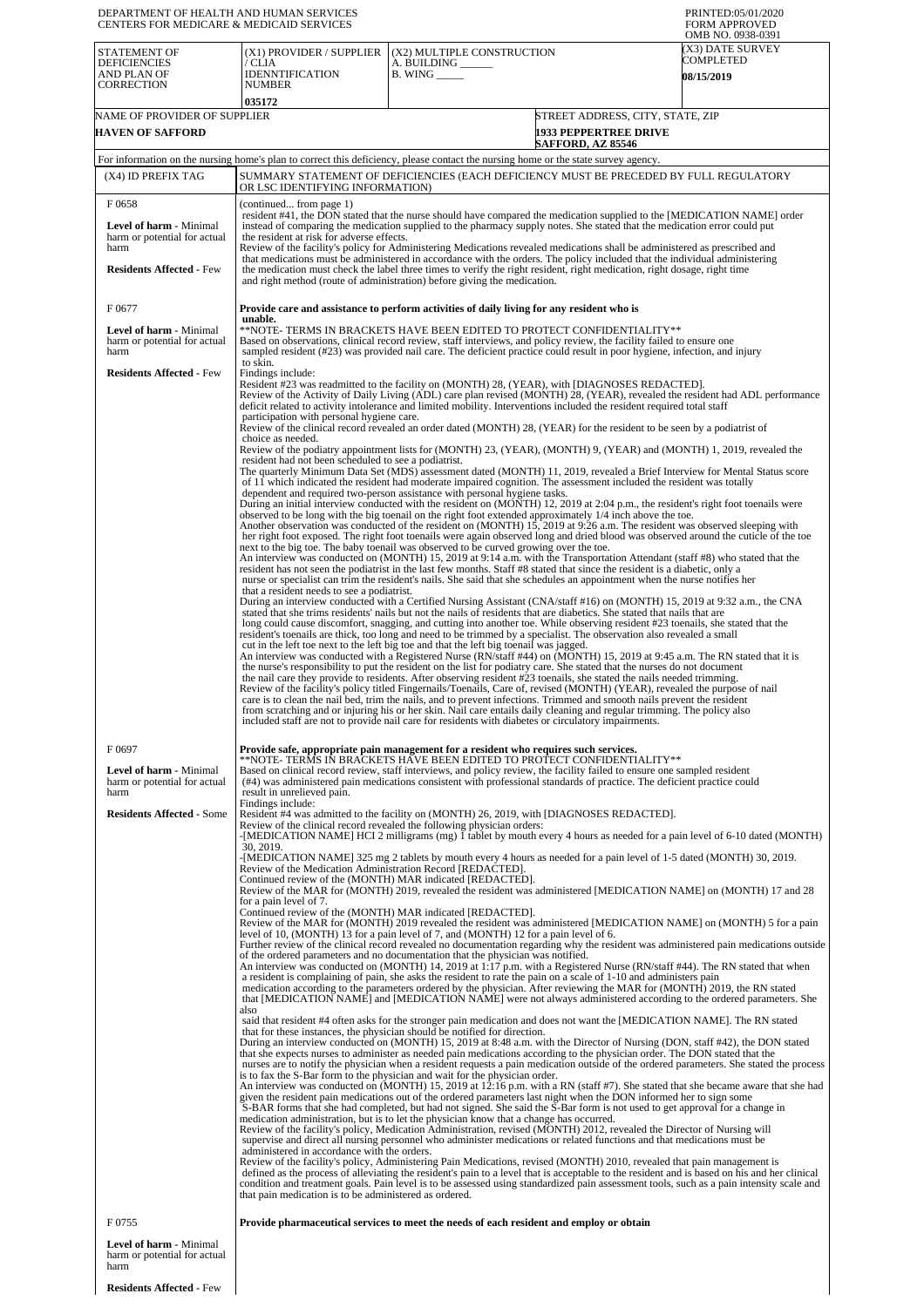DEPARTMENT OF HEALTH AND HUMAN SERVICES
CENTERS FOR MEDICARE & MEDICAID SERVICES

PRINTED:05/01/2020
FORM APPROVED
OMB NO. 0938-0391

| STATEMENT OF DEFICIENCIES AND PLAN OF CORRECTION | (X1) PROVIDER / SUPPLIER / CLIA IDENNTIFICATION NUMBER | (X2) MULTIPLE CONSTRUCTION A. BUILDING ______ B. WING _____ | (X3) DATE SURVEY COMPLETED |
|---|---|---|---|
| | 035172 | | 08/15/2019 |

| NAME OF PROVIDER OF SUPPLIER | STREET ADDRESS, CITY, STATE, ZIP |
|---|---|
| HAVEN OF SAFFORD | 1933 PEPPERTREE DRIVE SAFFORD, AZ 85546 |

For information on the nursing home's plan to correct this deficiency, please contact the nursing home or the state survey agency.

| (X4) ID PREFIX TAG | SUMMARY STATEMENT OF DEFICIENCIES (EACH DEFICIENCY MUST BE PRECEDED BY FULL REGULATORY OR LSC IDENTIFYING INFORMATION) |
|---|---|
| F 0658 **Level of harm** - Minimal harm or potential for actual harm **Residents Affected** - Few | (continued... from page 1) resident #41, the DON stated that the nurse should have compared the medication supplied to the [MEDICATION NAME] order instead of comparing the medication supplied to the pharmacy supply notes. She stated that the medication error could put the resident at risk for adverse effects. Review of the facility's policy for Administering Medications revealed medications shall be administered as prescribed and that medications must be administered in accordance with the orders. The policy included that the individual administering the medication must check the label three times to verify the right resident, right medication, right dosage, right time and right method (route of administration) before giving the medication. |
| F 0677 **Level of harm** - Minimal harm or potential for actual harm **Residents Affected** - Few | **Provide care and assistance to perform activities of daily living for any resident who is unable.** **NOTE- TERMS IN BRACKETS HAVE BEEN EDITED TO PROTECT CONFIDENTIALITY** Based on observations, clinical record review, staff interviews, and policy review, the facility failed to ensure one sampled resident (#23) was provided nail care. The deficient practice could result in poor hygiene, infection, and injury to skin. Findings include: Resident #23 was readmitted to the facility on (MONTH) 28, (YEAR), with [DIAGNOSES REDACTED]. Review of the Activity of Daily Living (ADL) care plan revised (MONTH) 28, (YEAR), revealed the resident had ADL performance deficit related to activity intolerance and limited mobility. Interventions included the resident required total staff participation with personal hygiene care. Review of the clinical record revealed an order dated (MONTH) 28, (YEAR) for the resident to be seen by a podiatrist of choice as needed. Review of the podiatry appointment lists for (MONTH) 23, (YEAR), (MONTH) 9, (YEAR) and (MONTH) 1, 2019, revealed the resident had not been scheduled to see a podiatrist. The quarterly Minimum Data Set (MDS) assessment dated (MONTH) 11, 2019, revealed a Brief Interview for Mental Status score of 11 which indicated the resident had moderate impaired cognition. The assessment included the resident was totally dependent and required two-person assistance with personal hygiene tasks. During an initial interview conducted with the resident on (MONTH) 12, 2019 at 2:04 p.m., the resident's right foot toenails were observed to be long with the big toenail on the right foot extended approximately 1/4 inch above the toe. Another observation was conducted of the resident on (MONTH) 15, 2019 at 9:26 a.m. The resident was observed sleeping with her right foot exposed. The right foot toenails were again observed long and dried blood was observed around the cuticle of the toe next to the big toe. The baby toenail was observed to be curved growing over the toe. An interview was conducted on (MONTH) 15, 2019 at 9:14 a.m. with the Transportation Attendant (staff #8) who stated that the resident has not seen the podiatrist in the last few months. Staff #8 stated that since the resident is a diabetic, only a nurse or specialist can trim the resident's nails. She said that she schedules an appointment when the nurse notifies her that a resident needs to see a podiatrist. During an interview conducted with a Certified Nursing Assistant (CNA/staff #16) on (MONTH) 15, 2019 at 9:32 a.m., the CNA stated that she trims residents' nails but not the nails of residents that are diabetics. She stated that nails that are long could cause discomfort, snagging, and cutting into another toe. While observing resident #23 toenails, she stated that the resident's toenails are thick, too long and need to be trimmed by a specialist. The observation also revealed a small cut in the left toe next to the left big toe and that the left big toenail was jagged. An interview was conducted with a Registered Nurse (RN/staff #44) on (MONTH) 15, 2019 at 9:45 a.m. The RN stated that it is the nurse's responsibility to put the resident on the list for podiatry care. She stated that the nurses do not document the nail care they provide to residents. After observing resident #23 toenails, she stated the nails needed trimming. Review of the facility's policy titled Fingernails/Toenails, Care of, revised (MONTH) (YEAR), revealed the purpose of nail care is to clean the nail bed, trim the nails, and to prevent infections. Trimmed and smooth nails prevent the resident from scratching and or injuring his or her skin. Nail care entails daily cleaning and regular trimming. The policy also included staff are not to provide nail care for residents with diabetes or circulatory impairments. |
| F 0697 **Level of harm** - Minimal harm or potential for actual harm **Residents Affected** - Some | **Provide safe, appropriate pain management for a resident who requires such services.** **NOTE- TERMS IN BRACKETS HAVE BEEN EDITED TO PROTECT CONFIDENTIALITY** Based on clinical record review, staff interviews, and policy review, the facility failed to ensure one sampled resident (#4) was administered pain medications consistent with professional standards of practice. The deficient practice could result in unrelieved pain. Findings include: Resident #4 was admitted to the facility on (MONTH) 26, 2019, with [DIAGNOSES REDACTED]. Review of the clinical record revealed the following physician orders: -[MEDICATION NAME] HCI 2 milligrams (mg) 1 tablet by mouth every 4 hours as needed for a pain level of 6-10 dated (MONTH) 30, 2019. -[MEDICATION NAME] 325 mg 2 tablets by mouth every 4 hours as needed for a pain level of 1-5 dated (MONTH) 30, 2019. Review of the Medication Administration Record [REDACTED]. Continued review of the (MONTH) MAR indicated [REDACTED]. Review of the MAR for (MONTH) 2019, revealed the resident was administered [MEDICATION NAME] on (MONTH) 17 and 28 for a pain level of 7. Continued review of the (MONTH) MAR indicated [REDACTED]. Review of the MAR for (MONTH) 2019 revealed the resident was administered [MEDICATION NAME] on (MONTH) 5 for a pain level of 10, (MONTH) 13 for a pain level of 7, and (MONTH) 12 for a pain level of 6. Further review of the clinical record revealed no documentation regarding why the resident was administered pain medications outside of the ordered parameters and no documentation that the physician was notified. An interview was conducted on (MONTH) 14, 2019 at 1:17 p.m. with a Registered Nurse (RN/staff #44). The RN stated that when a resident is complaining of pain, she asks the resident to rate the pain on a scale of 1-10 and administers pain medication according to the parameters ordered by the physician. After reviewing the MAR for (MONTH) 2019, the RN stated that [MEDICATION NAME] and [MEDICATION NAME] were not always administered according to the ordered parameters. She also said that resident #4 often asks for the stronger pain medication and does not want the [MEDICATION NAME]. The RN stated that for these instances, the physician should be notified for direction. During an interview conducted on (MONTH) 15, 2019 at 8:48 a.m. with the Director of Nursing (DON, staff #42), the DON stated that she expects nurses to administer as needed pain medications according to the physician order. The DON stated that the nurses are to notify the physician when a resident requests a pain medication outside of the ordered parameters. She stated the process is to fax the S-Bar form to the physician and wait for the physician order. An interview was conducted on (MONTH) 15, 2019 at 12:16 p.m. with a RN (staff #7). She stated that she became aware that she had given the resident pain medications out of the ordered parameters last night when the DON informed her to sign some S-BAR forms that she had completed, but had not signed. She said the S-Bar form is not used to get approval for a change in medication administration, but is to let the physician know that a change has occurred. Review of the facility's policy, Medication Administration, revised (MONTH) 2012, revealed the Director of Nursing will supervise and direct all nursing personnel who administer medications or related functions and that medications must be administered in accordance with the orders. Review of the facility's policy, Administering Pain Medications, revised (MONTH) 2010, revealed that pain management is defined as the process of alleviating the resident's pain to a level that is acceptable to the resident and is based on his and her clinical condition and treatment goals. Pain level is to be assessed using standardized pain assessment tools, such as a pain intensity scale and that pain medication is to be administered as ordered. |
| F 0755 **Level of harm** - Minimal harm or potential for actual harm **Residents Affected** - Few | **Provide pharmaceutical services to meet the needs of each resident and employ or obtain** |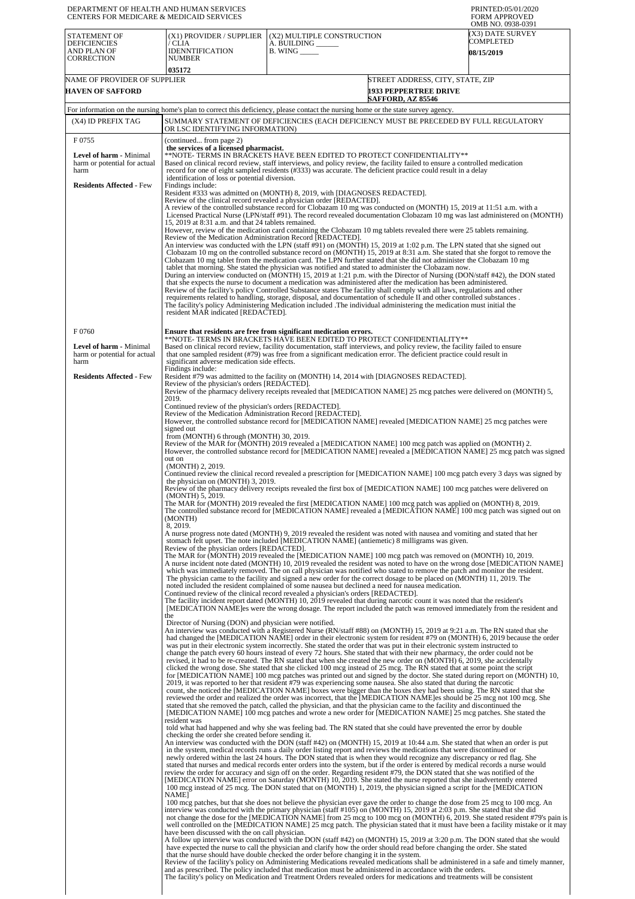DEPARTMENT OF HEALTH AND HUMAN SERVICES
CENTERS FOR MEDICARE & MEDICAID SERVICES

PRINTED:05/01/2020
FORM APPROVED
OMB NO. 0938-0391

| STATEMENT OF DEFICIENCIES AND PLAN OF CORRECTION | (X1) PROVIDER / SUPPLIER / CLIA IDENNTIFICATION NUMBER | (X2) MULTIPLE CONSTRUCTION A. BUILDING ______ B. WING _____ | (X3) DATE SURVEY COMPLETED |
|---|---|---|---|
| | 035172 | | 08/15/2019 |

| NAME OF PROVIDER OF SUPPLIER | STREET ADDRESS, CITY, STATE, ZIP |
|---|---|
| HAVEN OF SAFFORD | 1933 PEPPERTREE DRIVE SAFFORD, AZ 85546 |

For information on the nursing home's plan to correct this deficiency, please contact the nursing home or the state survey agency.

| (X4) ID PREFIX TAG | SUMMARY STATEMENT OF DEFICIENCIES (EACH DEFICIENCY MUST BE PRECEDED BY FULL REGULATORY OR LSC IDENTIFYING INFORMATION) |
|---|---|
| F 0755 **Level of harm** - Minimal harm or potential for actual harm **Residents Affected** - Few | (continued... from page 2) **the services of a licensed pharmacist.** \*\*NOTE- TERMS IN BRACKETS HAVE BEEN EDITED TO PROTECT CONFIDENTIALITY\*\* Based on clinical record review, staff interviews, and policy review, the facility failed to ensure a controlled medication record for one of eight sampled residents (#333) was accurate. The deficient practice could result in a delay identification of loss or potential diversion. Findings include: Resident #333 was admitted on (MONTH) 8, 2019, with [DIAGNOSES REDACTED]. Review of the clinical record revealed a physician order [REDACTED]. A review of the controlled substance record for Clobazam 10 mg was conducted on (MONTH) 15, 2019 at 11:51 a.m. with a Licensed Practical Nurse (LPN/staff #91). The record revealed documentation Clobazam 10 mg was last administered on (MONTH) 15, 2019 at 8:31 a.m. and that 24 tablets remained. However, review of the medication card containing the Clobazam 10 mg tablets revealed there were 25 tablets remaining. Review of the Medication Administration Record [REDACTED]. An interview was conducted with the LPN (staff #91) on (MONTH) 15, 2019 at 1:02 p.m. The LPN stated that she signed out Clobazam 10 mg on the controlled substance record on (MONTH) 15, 2019 at 8:31 a.m. She stated that she forgot to remove the Clobazam 10 mg tablet from the medication card. The LPN further stated that she did not administer the Clobazam 10 mg tablet that morning. She stated the physician was notified and stated to administer the Clobazam now. During an interview conducted on (MONTH) 15, 2019 at 1:21 p.m. with the Director of Nursing (DON/staff #42), the DON stated that she expects the nurse to document a medication was administered after the medication has been administered. Review of the facility's policy Controlled Substance states The facility shall comply with all laws, regulations and other requirements related to handling, storage, disposal, and documentation of schedule II and other controlled substances . The facility's policy Administering Medication included .The individual administering the medication must initial the resident MAR indicated [REDACTED]. |
| F 0760 **Level of harm** - Minimal harm or potential for actual harm **Residents Affected** - Few | **Ensure that residents are free from significant medication errors.** \*\*NOTE- TERMS IN BRACKETS HAVE BEEN EDITED TO PROTECT CONFIDENTIALITY\*\* Based on clinical record review, facility documentation, staff interviews, and policy review, the facility failed to ensure that one sampled resident (#79) was free from a significant medication error. The deficient practice could result in significant adverse medication side effects. Findings include: Resident #79 was admitted to the facility on (MONTH) 14, 2014 with [DIAGNOSES REDACTED]. Review of the physician's orders [REDACTED]. Review of the pharmacy delivery receipts revealed that [MEDICATION NAME] 25 mcg patches were delivered on (MONTH) 5, 2019. Continued review of the physician's orders [REDACTED]. Review of the Medication Administration Record [REDACTED]. However, the controlled substance record for [MEDICATION NAME] revealed [MEDICATION NAME] 25 mcg patches were signed out from (MONTH) 6 through (MONTH) 30, 2019. Review of the MAR for (MONTH) 2019 revealed a [MEDICATION NAME] 100 mcg patch was applied on (MONTH) 2. However, the controlled substance record for [MEDICATION NAME] revealed a [MEDICATION NAME] 25 mcg patch was signed out on (MONTH) 2, 2019. Continued review the clinical record revealed a prescription for [MEDICATION NAME] 100 mcg patch every 3 days was signed by the physician on (MONTH) 3, 2019. Review of the pharmacy delivery receipts revealed the first box of [MEDICATION NAME] 100 mcg patches were delivered on (MONTH) 5, 2019. The MAR for (MONTH) 2019 revealed the first [MEDICATION NAME] 100 mcg patch was applied on (MONTH) 8, 2019. The controlled substance record for [MEDICATION NAME] revealed a [MEDICATION NAME] 100 mcg patch was signed out on (MONTH) 8, 2019. A nurse progress note dated (MONTH) 9, 2019 revealed the resident was noted with nausea and vomiting and stated that her stomach felt upset. The note included [MEDICATION NAME] (antiemetic) 8 milligrams was given. Review of the physician orders [REDACTED]. The MAR for (MONTH) 2019 revealed the [MEDICATION NAME] 100 mcg patch was removed on (MONTH) 10, 2019. A nurse incident note dated (MONTH) 10, 2019 revealed the resident was noted to have on the wrong dose [MEDICATION NAME] which was immediately removed. The on call physician was notified who stated to remove the patch and monitor the resident. The physician came to the facility and signed a new order for the correct dosage to be placed on (MONTH) 11, 2019. The noted included the resident complained of some nausea but declined a need for nausea medication. Continued review of the clinical record revealed a physician's orders [REDACTED]. The facility incident report dated (MONTH) 10, 2019 revealed that during narcotic count it was noted that the resident's [MEDICATION NAME]es were the wrong dosage. The report included the patch was removed immediately from the resident and the Director of Nursing (DON) and physician were notified. An interview was conducted with a Registered Nurse (RN/staff #88) on (MONTH) 15, 2019 at 9:21 a.m. The RN stated that she had changed the [MEDICATION NAME] order in their electronic system for resident #79 on (MONTH) 6, 2019 because the order was put in their electronic system incorrectly. She stated the order that was put in their electronic system instructed to change the patch every 60 hours instead of every 72 hours. She stated that with their new pharmacy, the order could not be revised, it had to be re-created. The RN stated that when she created the new order on (MONTH) 6, 2019, she accidentally clicked the wrong dose. She stated that she clicked 100 mcg instead of 25 mcg. The RN stated that at some point the script for [MEDICATION NAME] 100 mcg patches was printed out and signed by the doctor. She stated during report on (MONTH) 10, 2019, it was reported to her that resident #79 was experiencing some nausea. She also stated that during the narcotic count, she noticed the [MEDICATION NAME] boxes were bigger than the boxes they had been using. The RN stated that she reviewed the order and realized the order was incorrect, that the [MEDICATION NAME]es should be 25 mcg not 100 mcg. She stated that she removed the patch, called the physician, and that the physician came to the facility and discontinued the [MEDICATION NAME] 100 mcg patches and wrote a new order for [MEDICATION NAME] 25 mcg patches. She stated the resident was told what had happened and why she was feeling bad. The RN stated that she could have prevented the error by double checking the order she created before sending it. An interview was conducted with the DON (staff #42) on (MONTH) 15, 2019 at 10:44 a.m. She stated that when an order is put in the system, medical records runs a daily order listing report and reviews the medications that were discontinued or newly ordered within the last 24 hours. The DON stated that is when they would recognize any discrepancy or red flag. She stated that nurses and medical records enter orders into the system, but if the order is entered by medical records a nurse would review the order for accuracy and sign off on the order. Regarding resident #79, the DON stated that she was notified of the [MEDICATION NAME] error on Saturday (MONTH) 10, 2019. She stated the nurse reported that she inadvertently entered 100 mcg instead of 25 mcg. The DON stated that on (MONTH) 1, 2019, the physician signed a script for the [MEDICATION NAME] 100 mcg patches, but that she does not believe the physician ever gave the order to change the dose from 25 mcg to 100 mcg. An interview was conducted with the primary physician (staff #105) on (MONTH) 15, 2019 at 2:03 p.m. She stated that she did not change the dose for the [MEDICATION NAME] from 25 mcg to 100 mcg on (MONTH) 6, 2019. She stated resident #79's pain is well controlled on the [MEDICATION NAME] 25 mcg patch. The physician stated that it must have been a facility mistake or it may have been discussed with the on call physician. A follow up interview was conducted with the DON (staff #42) on (MONTH) 15, 2019 at 3:20 p.m. The DON stated that she would have expected the nurse to call the physician and clarify how the order should read before changing the order. She stated that the nurse should have double checked the order before changing it in the system. Review of the facility's policy on Administering Medications revealed medications shall be administered in a safe and timely manner, and as prescribed. The policy included that medication must be administered in accordance with the orders. The facility's policy on Medication and Treatment Orders revealed orders for medications and treatments will be consistent |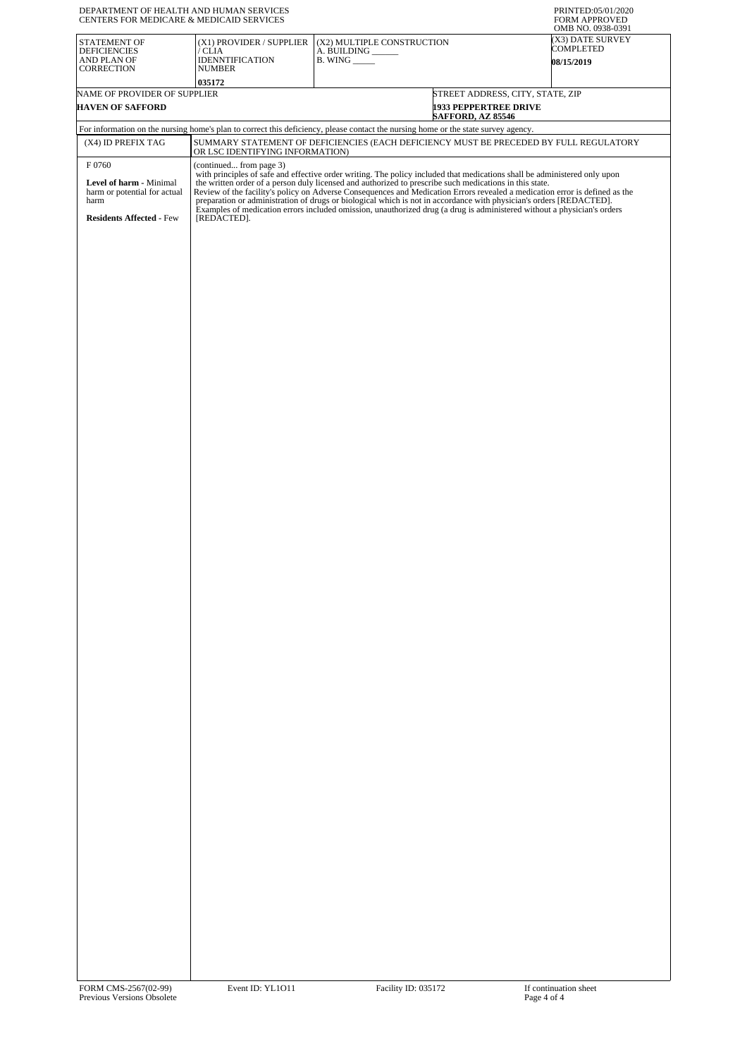DEPARTMENT OF HEALTH AND HUMAN SERVICES
CENTERS FOR MEDICARE & MEDICAID SERVICES

PRINTED:05/01/2020
FORM APPROVED
OMB NO. 0938-0391

| STATEMENT OF DEFICIENCIES AND PLAN OF CORRECTION | (X1) PROVIDER / SUPPLIER / CLIA IDENNTIFICATION NUMBER | (X2) MULTIPLE CONSTRUCTION | (X3) DATE SURVEY COMPLETED |
|---|---|---|---|
| | **035172** | A. BUILDING ______ B. WING _____ | **08/15/2019** |

| NAME OF PROVIDER OF SUPPLIER | STREET ADDRESS, CITY, STATE, ZIP |
|---|---|
| **HAVEN OF SAFFORD** | **1933 PEPPERTREE DRIVE SAFFORD, AZ 85546** |

For information on the nursing home's plan to correct this deficiency, please contact the nursing home or the state survey agency.

| (X4) ID PREFIX TAG | SUMMARY STATEMENT OF DEFICIENCIES (EACH DEFICIENCY MUST BE PRECEDED BY FULL REGULATORY OR LSC IDENTIFYING INFORMATION) |
|---|---|
| F 0760<br><br>**Level of harm -** Minimal harm or potential for actual harm<br><br>**Residents Affected -** Few | (continued... from page 3)<br>with principles of safe and effective order writing. The policy included that medications shall be administered only upon the written order of a person duly licensed and authorized to prescribe such medications in this state.<br>Review of the facility's policy on Adverse Consequences and Medication Errors revealed a medication error is defined as the preparation or administration of drugs or biological which is not in accordance with physician's orders [REDACTED].<br>Examples of medication errors included omission, unauthorized drug (a drug is administered without a physician's orders [REDACTED]. |

FORM CMS-2567(02-99) Previous Versions Obsolete | Event ID: YL1O11 | Facility ID: 035172 | If continuation sheet